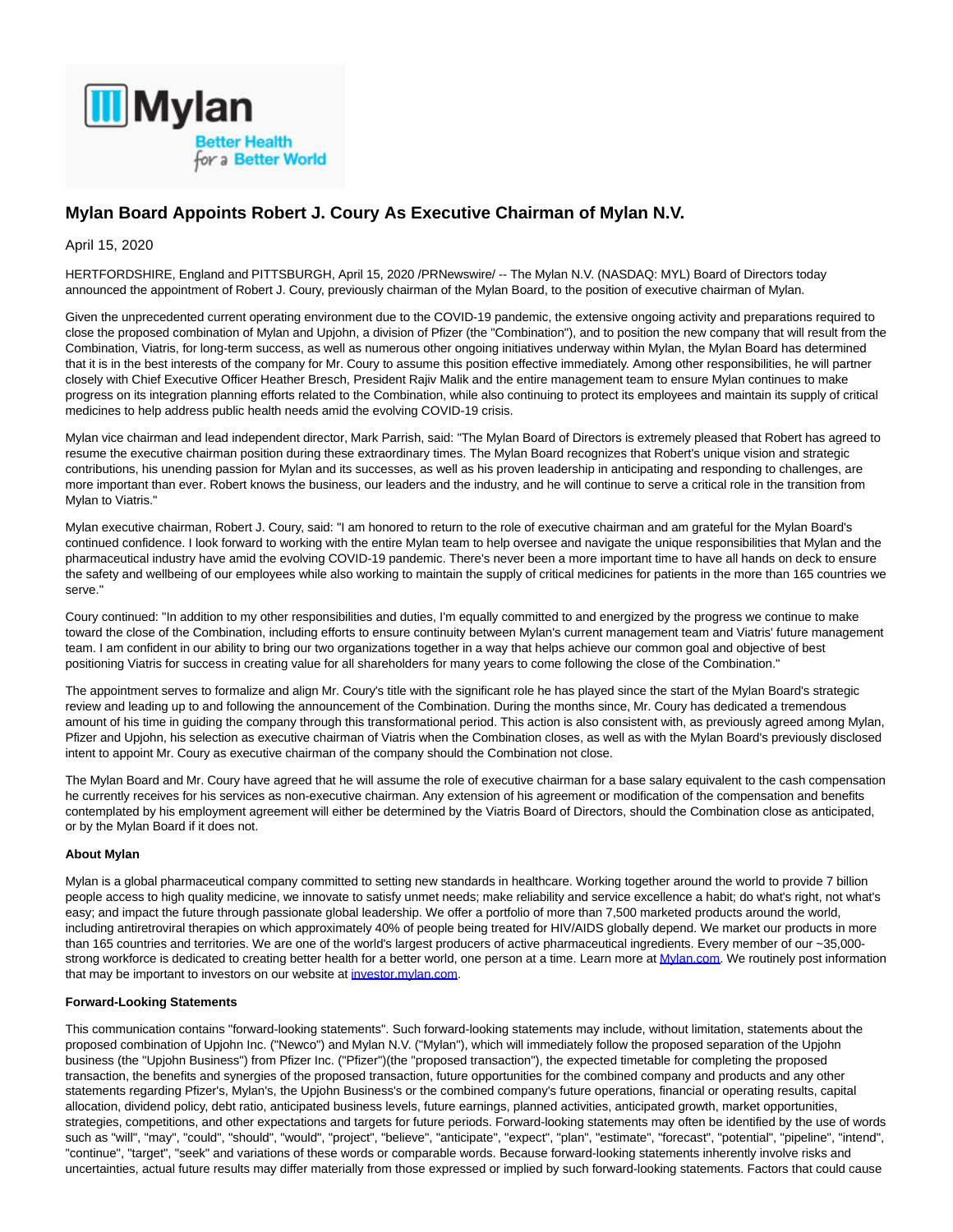# Mylan Board Appoints Robert J. Coury As Executive Chairman of Mylan N.V.

April 15, 2020

HERTFORDSHIRE, England and PITTSBURGH, April 15, 2020 /PRNewswire/ -- The Mylan N.V. (NASDAQ: MYL) Board of Directors today announced the appointment of Robert J. Coury, previously chairman of the Mylan Board, to the position of executive chairman of Mylan.

Given the unprecedented current operating environment due to the COVID-19 pandemic, the extensive ongoing activity and preparations required to close the proposed combination of Mylan and Upjohn, a division of Pfizer (the "Combination"), and to position the new company that will result from the Combination, Viatris, for long-term success, as well as numerous other ongoing initiatives underway within Mylan, the Mylan Board has determined that it is in the best interests of the company for Mr. Coury to assume this position effective immediately. Among other responsibilities, he will partner closely with Chief Executive Officer Heather Bresch, President Rajiv Malik and the entire management team to ensure Mylan continues to make progress on its integration planning efforts related to the Combination, while also continuing to protect its employees and maintain its supply of critical medicines to help address public health needs amid the evolving COVID-19 crisis.

Mylan vice chairman and lead independent director, Mark Parrish, said: "The Mylan Board of Directors is extremely pleased that Robert has agreed to resume the executive chairman position during these extraordinary times. The Mylan Board recognizes that Robert's unique vision and strategic contributions, his unending passion for Mylan and its successes, as well as his proven leadership in anticipating and responding to challenges, are more important than ever. Robert knows the business, our leaders and the industry, and he will continue to serve a critical role in the transition from Mylan to Viatris."

Mylan executive chairman, Robert J. Coury, said: "I am honored to return to the role of executive chairman and am grateful for the Mylan Board's continued confidence. I look forward to working with the entire Mylan team to help oversee and navigate the unique responsibilities that Mylan and the pharmaceutical industry have amid the evolving COVID-19 pandemic. There's never been a more important time to have all hands on deck to ensure the safety and wellbeing of our employees while also working to maintain the supply of critical medicines for patients in the more than 165 countries we serve."

Coury continued: "In addition to my other responsibilities and duties, I'm equally committed to and energized by the progress we continue to make toward the close of the Combination, including efforts to ensure continuity between Mylan's current management team and Viatris' future management team. I am confident in our ability to bring our two organizations together in a way that helps achieve our common goal and objective of best positioning Viatris for success in creating value for all shareholders for many years to come following the close of the Combination."

The appointment serves to formalize and align Mr. Coury's title with the significant role he has played since the start of the Mylan Board's strategic review and leading up to and following the announcement of the Combination. During the months since, Mr. Coury has dedicated a tremendous amount of his time in guiding the company through this transformational period. This action is also consistent with, as previously agreed among Mylan, Pfizer and Upjohn, his selection as executive chairman of Viatris when the Combination closes, as well as with the Mylan Board's previously disclosed intent to appoint Mr. Coury as executive chairman of the company should the Combination not close.

The Mylan Board and Mr. Coury have agreed that he will assume the role of executive chairman for a base salary equivalent to the cash compensation he currently receives for his services as non-executive chairman. Any extension of his agreement or modification of the compensation and benefits contemplated by his employment agreement will either be determined by the Viatris Board of Directors, should the Combination close as anticipated, or by the Mylan Board if it does not.

**About Mylan**

Mylan is a global pharmaceutical company committed to setting new standards in healthcare. Working together around the world to provide 7 billion people access to high quality medicine, we innovate to satisfy unmet needs; make reliability and service excellence a habit; do what's right, not what's easy; and impact the future through passionate global leadership. We offer a portfolio of more than 7,500 marketed products around the world, including antiretroviral therapies on which approximately 40% of people being treated for HIV/AIDS globally depend. We market our products in more than 165 countries and territories. We are one of the world's largest producers of active pharmaceutical ingredients. Every member of our ~35,000-strong workforce is dedicated to creating better health for a better world, one person at a time. Learn more at Mylan.com. We routinely post information that may be important to investors on our website at investor.mylan.com.

**Forward-Looking Statements**

This communication contains "forward-looking statements". Such forward-looking statements may include, without limitation, statements about the proposed combination of Upjohn Inc. ("Newco") and Mylan N.V. ("Mylan"), which will immediately follow the proposed separation of the Upjohn business (the "Upjohn Business") from Pfizer Inc. ("Pfizer")(the "proposed transaction"), the expected timetable for completing the proposed transaction, the benefits and synergies of the proposed transaction, future opportunities for the combined company and products and any other statements regarding Pfizer's, Mylan's, the Upjohn Business's or the combined company's future operations, financial or operating results, capital allocation, dividend policy, debt ratio, anticipated business levels, future earnings, planned activities, anticipated growth, market opportunities, strategies, competitions, and other expectations and targets for future periods. Forward-looking statements may often be identified by the use of words such as "will", "may", "could", "should", "would", "project", "believe", "anticipate", "expect", "plan", "estimate", "forecast", "potential", "pipeline", "intend", "continue", "target", "seek" and variations of these words or comparable words. Because forward-looking statements inherently involve risks and uncertainties, actual future results may differ materially from those expressed or implied by such forward-looking statements. Factors that could cause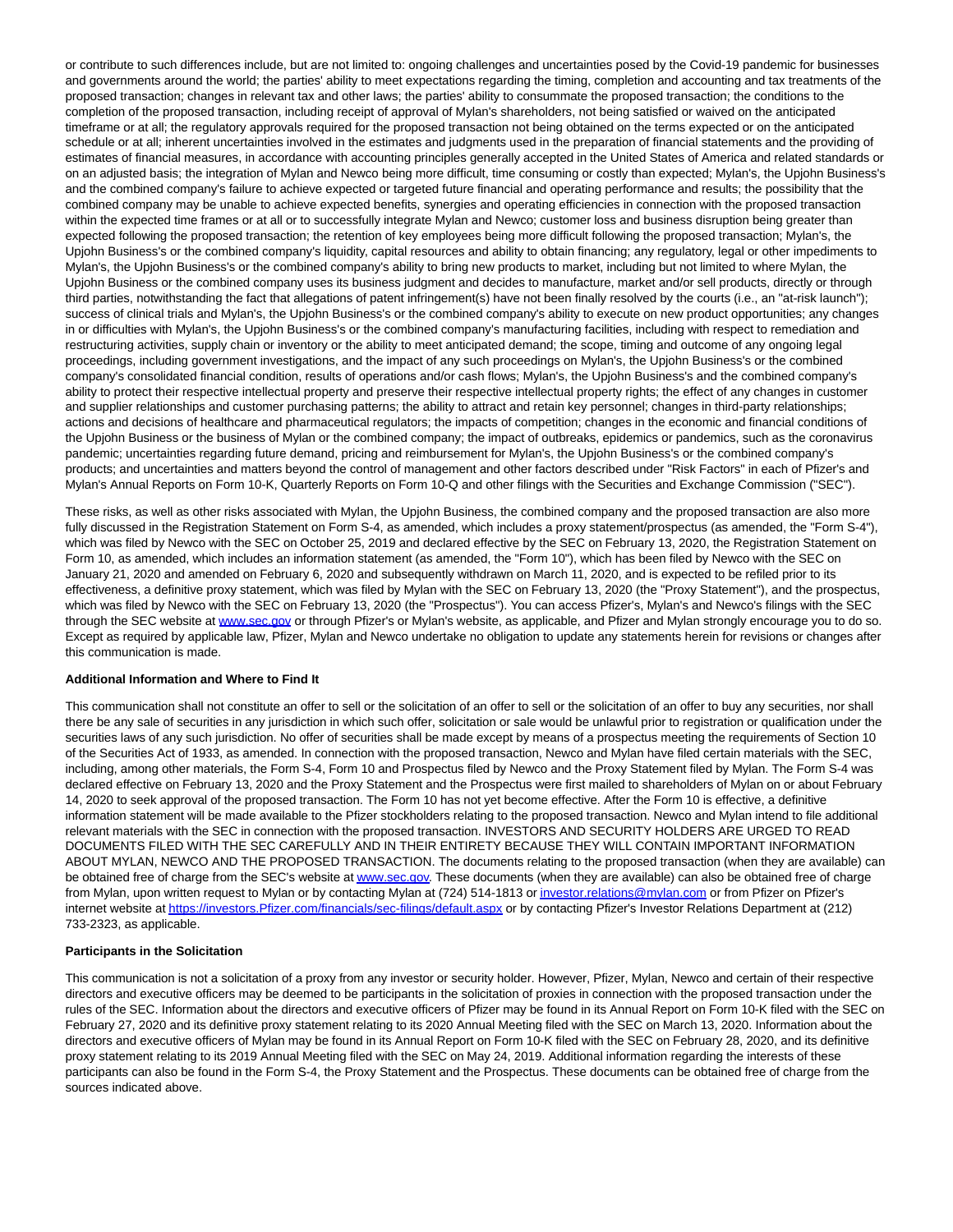or contribute to such differences include, but are not limited to: ongoing challenges and uncertainties posed by the Covid-19 pandemic for businesses and governments around the world; the parties' ability to meet expectations regarding the timing, completion and accounting and tax treatments of the proposed transaction; changes in relevant tax and other laws; the parties' ability to consummate the proposed transaction; the conditions to the completion of the proposed transaction, including receipt of approval of Mylan's shareholders, not being satisfied or waived on the anticipated timeframe or at all; the regulatory approvals required for the proposed transaction not being obtained on the terms expected or on the anticipated schedule or at all; inherent uncertainties involved in the estimates and judgments used in the preparation of financial statements and the providing of estimates of financial measures, in accordance with accounting principles generally accepted in the United States of America and related standards or on an adjusted basis; the integration of Mylan and Newco being more difficult, time consuming or costly than expected; Mylan's, the Upjohn Business's and the combined company's failure to achieve expected or targeted future financial and operating performance and results; the possibility that the combined company may be unable to achieve expected benefits, synergies and operating efficiencies in connection with the proposed transaction within the expected time frames or at all or to successfully integrate Mylan and Newco; customer loss and business disruption being greater than expected following the proposed transaction; the retention of key employees being more difficult following the proposed transaction; Mylan's, the Upjohn Business's or the combined company's liquidity, capital resources and ability to obtain financing; any regulatory, legal or other impediments to Mylan's, the Upjohn Business's or the combined company's ability to bring new products to market, including but not limited to where Mylan, the Upjohn Business or the combined company uses its business judgment and decides to manufacture, market and/or sell products, directly or through third parties, notwithstanding the fact that allegations of patent infringement(s) have not been finally resolved by the courts (i.e., an "at-risk launch"); success of clinical trials and Mylan's, the Upjohn Business's or the combined company's ability to execute on new product opportunities; any changes in or difficulties with Mylan's, the Upjohn Business's or the combined company's manufacturing facilities, including with respect to remediation and restructuring activities, supply chain or inventory or the ability to meet anticipated demand; the scope, timing and outcome of any ongoing legal proceedings, including government investigations, and the impact of any such proceedings on Mylan's, the Upjohn Business's or the combined company's consolidated financial condition, results of operations and/or cash flows; Mylan's, the Upjohn Business's and the combined company's ability to protect their respective intellectual property and preserve their respective intellectual property rights; the effect of any changes in customer and supplier relationships and customer purchasing patterns; the ability to attract and retain key personnel; changes in third-party relationships; actions and decisions of healthcare and pharmaceutical regulators; the impacts of competition; changes in the economic and financial conditions of the Upjohn Business or the business of Mylan or the combined company; the impact of outbreaks, epidemics or pandemics, such as the coronavirus pandemic; uncertainties regarding future demand, pricing and reimbursement for Mylan's, the Upjohn Business's or the combined company's products; and uncertainties and matters beyond the control of management and other factors described under "Risk Factors" in each of Pfizer's and Mylan's Annual Reports on Form 10-K, Quarterly Reports on Form 10-Q and other filings with the Securities and Exchange Commission ("SEC").

These risks, as well as other risks associated with Mylan, the Upjohn Business, the combined company and the proposed transaction are also more fully discussed in the Registration Statement on Form S-4, as amended, which includes a proxy statement/prospectus (as amended, the "Form S-4"), which was filed by Newco with the SEC on October 25, 2019 and declared effective by the SEC on February 13, 2020, the Registration Statement on Form 10, as amended, which includes an information statement (as amended, the "Form 10"), which has been filed by Newco with the SEC on January 21, 2020 and amended on February 6, 2020 and subsequently withdrawn on March 11, 2020, and is expected to be refiled prior to its effectiveness, a definitive proxy statement, which was filed by Mylan with the SEC on February 13, 2020 (the "Proxy Statement"), and the prospectus, which was filed by Newco with the SEC on February 13, 2020 (the "Prospectus"). You can access Pfizer's, Mylan's and Newco's filings with the SEC through the SEC website at www.sec.gov or through Pfizer's or Mylan's website, as applicable, and Pfizer and Mylan strongly encourage you to do so. Except as required by applicable law, Pfizer, Mylan and Newco undertake no obligation to update any statements herein for revisions or changes after this communication is made.

**Additional Information and Where to Find It**

This communication shall not constitute an offer to sell or the solicitation of an offer to sell or the solicitation of an offer to buy any securities, nor shall there be any sale of securities in any jurisdiction in which such offer, solicitation or sale would be unlawful prior to registration or qualification under the securities laws of any such jurisdiction. No offer of securities shall be made except by means of a prospectus meeting the requirements of Section 10 of the Securities Act of 1933, as amended. In connection with the proposed transaction, Newco and Mylan have filed certain materials with the SEC, including, among other materials, the Form S-4, Form 10 and Prospectus filed by Newco and the Proxy Statement filed by Mylan. The Form S-4 was declared effective on February 13, 2020 and the Proxy Statement and the Prospectus were first mailed to shareholders of Mylan on or about February 14, 2020 to seek approval of the proposed transaction. The Form 10 has not yet become effective. After the Form 10 is effective, a definitive information statement will be made available to the Pfizer stockholders relating to the proposed transaction. Newco and Mylan intend to file additional relevant materials with the SEC in connection with the proposed transaction. INVESTORS AND SECURITY HOLDERS ARE URGED TO READ DOCUMENTS FILED WITH THE SEC CAREFULLY AND IN THEIR ENTIRETY BECAUSE THEY WILL CONTAIN IMPORTANT INFORMATION ABOUT MYLAN, NEWCO AND THE PROPOSED TRANSACTION. The documents relating to the proposed transaction (when they are available) can be obtained free of charge from the SEC's website at www.sec.gov. These documents (when they are available) can also be obtained free of charge from Mylan, upon written request to Mylan or by contacting Mylan at (724) 514-1813 or investor.relations@mylan.com or from Pfizer on Pfizer's internet website at https://investors.Pfizer.com/financials/sec-filings/default.aspx or by contacting Pfizer's Investor Relations Department at (212) 733-2323, as applicable.

**Participants in the Solicitation**

This communication is not a solicitation of a proxy from any investor or security holder. However, Pfizer, Mylan, Newco and certain of their respective directors and executive officers may be deemed to be participants in the solicitation of proxies in connection with the proposed transaction under the rules of the SEC. Information about the directors and executive officers of Pfizer may be found in its Annual Report on Form 10-K filed with the SEC on February 27, 2020 and its definitive proxy statement relating to its 2020 Annual Meeting filed with the SEC on March 13, 2020. Information about the directors and executive officers of Mylan may be found in its Annual Report on Form 10-K filed with the SEC on February 28, 2020, and its definitive proxy statement relating to its 2019 Annual Meeting filed with the SEC on May 24, 2019. Additional information regarding the interests of these participants can also be found in the Form S-4, the Proxy Statement and the Prospectus. These documents can be obtained free of charge from the sources indicated above.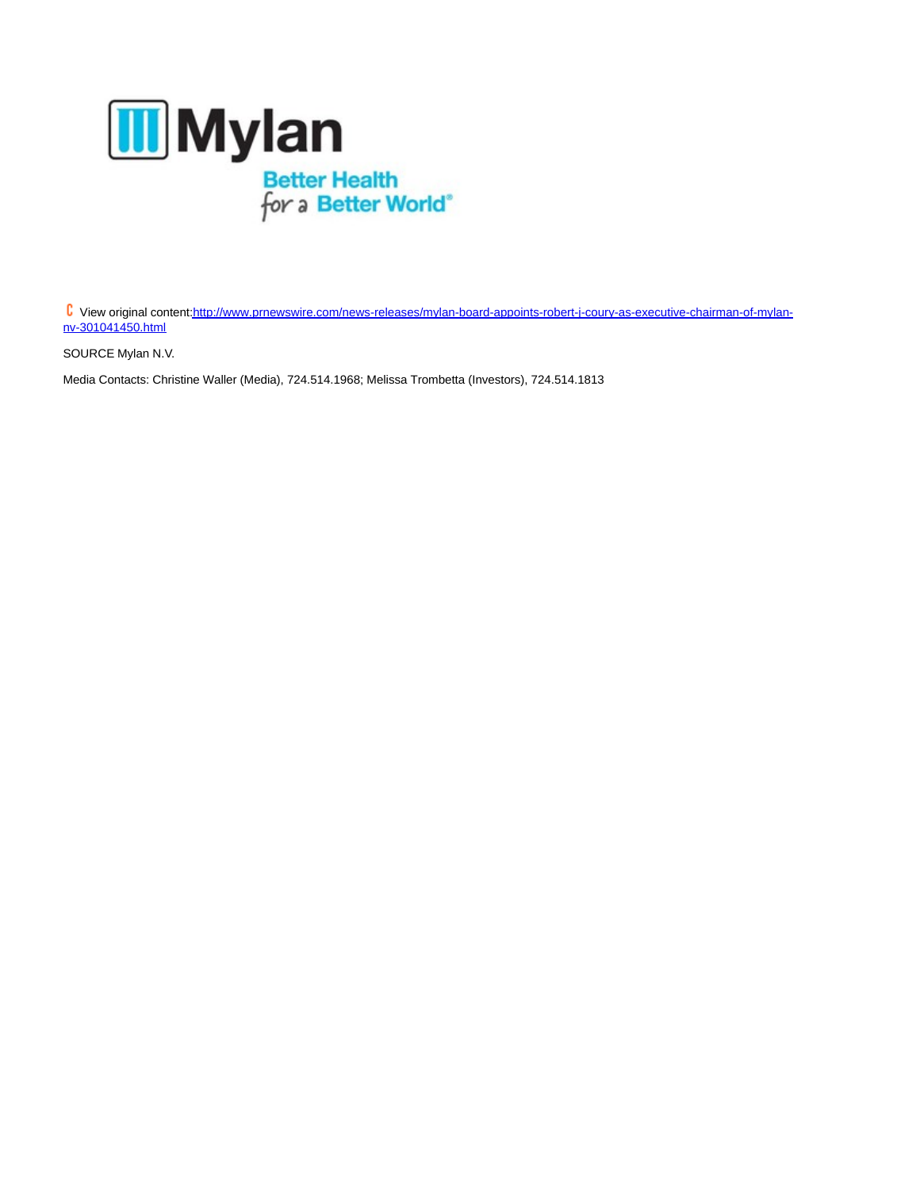View original content: [http://www.prnewswire.com/news-releases/mylan-board-appoints-robert-j-coury-as-executive-chairman-of-mylan-nv-301041450.html](http://www.prnewswire.com/news-releases/mylan-board-appoints-robert-j-coury-as-executive-chairman-of-mylan-nv-301041450.html)

SOURCE Mylan N.V.

Media Contacts: Christine Waller (Media), 724.514.1968; Melissa Trombetta (Investors), 724.514.1813